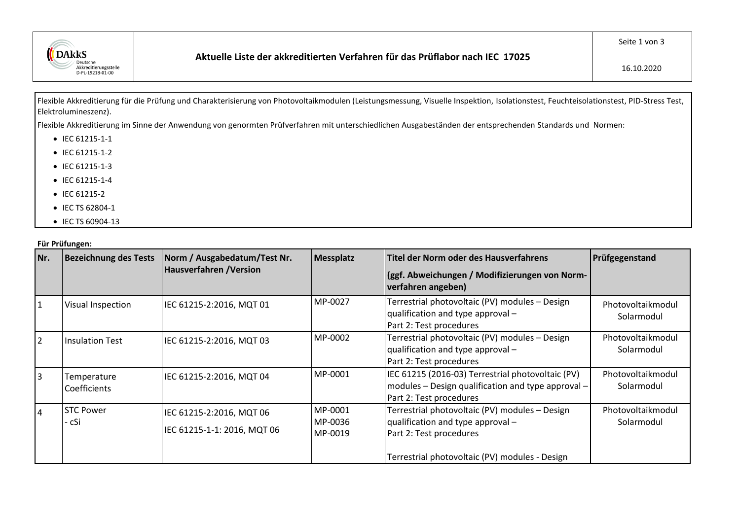| DAkkS Deutsche Akkreditierungsstelle D-PL-19218-01-00 | **Aktuelle Liste der akkreditierten Verfahren für das Prüflabor nach IEC 17025** | 16.10.2020 |
|---|---|---|

Flexible Akkreditierung für die Prüfung und Charakterisierung von Photovoltaikmodulen (Leistungsmessung, Visuelle Inspektion, Isolationstest, Feuchteisolationstest, PID-Stress Test, Elektrolumineszenz).

Flexible Akkreditierung im Sinne der Anwendung von genormten Prüfverfahren mit unterschiedlichen Ausgabeständen der entsprechenden Standards und Normen:

- IEC 61215-1-1
- IEC 61215-1-2
- IEC 61215-1-3
- IEC 61215-1-4
- IEC 61215-2
- IEC TS 62804-1
- IEC TS 60904-13

**Für Prüfungen:**

| Nr. | Bezeichnung des Tests | Norm / Ausgabedatum/Test Nr. Hausverfahren /Version | Messplatz | Titel der Norm oder des Hausverfahrens (ggf. Abweichungen / Modifizierungen von Norm-verfahren angeben) | Prüfgegenstand |
|---|---|---|---|---|---|
| 1 | Visual Inspection | IEC 61215-2:2016, MQT 01 | MP-0027 | Terrestrial photovoltaic (PV) modules – Design qualification and type approval – Part 2: Test procedures | Photovoltaikmodul Solarmodul |
| 2 | Insulation Test | IEC 61215-2:2016, MQT 03 | MP-0002 | Terrestrial photovoltaic (PV) modules – Design qualification and type approval – Part 2: Test procedures | Photovoltaikmodul Solarmodul |
| 3 | Temperature Coefficients | IEC 61215-2:2016, MQT 04 | MP-0001 | IEC 61215 (2016-03) Terrestrial photovoltaic (PV) modules – Design qualification and type approval – Part 2: Test procedures | Photovoltaikmodul Solarmodul |
| 4 | STC Power - cSi | IEC 61215-2:2016, MQT 06<br>IEC 61215-1-1: 2016, MQT 06 | MP-0001<br>MP-0036<br>MP-0019 | Terrestrial photovoltaic (PV) modules – Design qualification and type approval – Part 2: Test procedures<br><br>Terrestrial photovoltaic (PV) modules - Design | Photovoltaikmodul Solarmodul |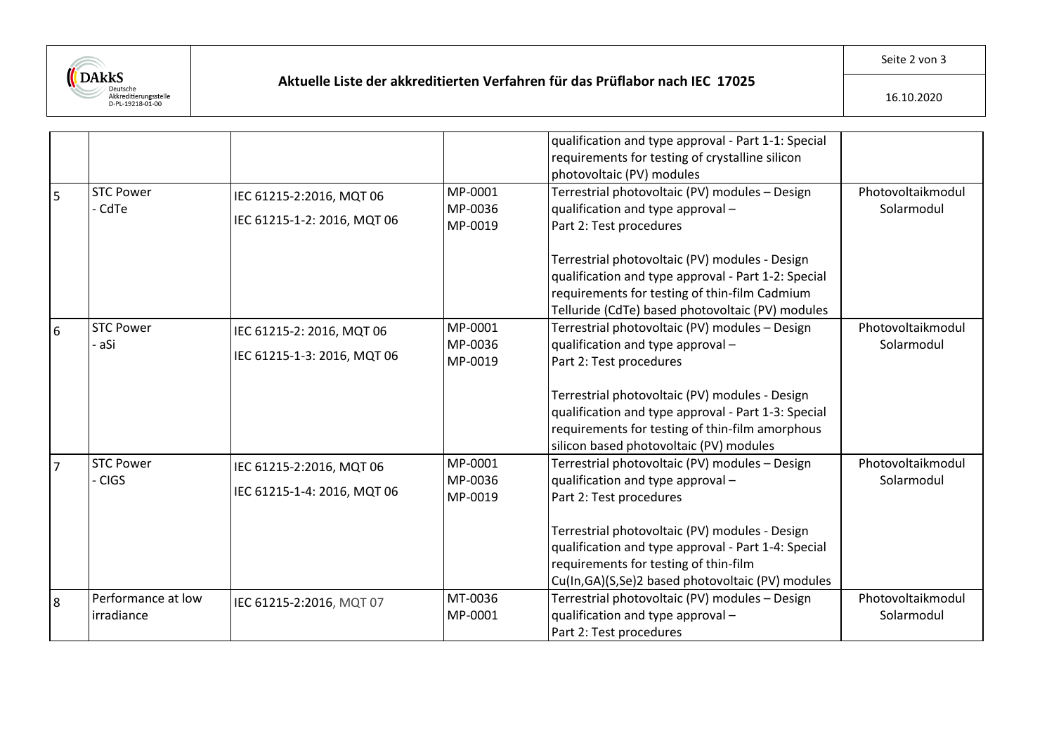|   |   |   |   |   |   |
|---|---|---|---|---|---|
|   |   |   |   | qualification and type approval - Part 1-1: Special requirements for testing of crystalline silicon photovoltaic (PV) modules |   |
| 5 | STC Power<br>- CdTe | IEC 61215-2:2016, MQT 06<br><br>IEC 61215-1-2: 2016, MQT 06 | MP-0001<br>MP-0036<br>MP-0019 | Terrestrial photovoltaic (PV) modules – Design qualification and type approval –<br>Part 2: Test procedures<br><br>Terrestrial photovoltaic (PV) modules - Design qualification and type approval - Part 1-2: Special requirements for testing of thin-film Cadmium Telluride (CdTe) based photovoltaic (PV) modules | Photovoltaikmodul<br>Solarmodul |
| 6 | STC Power<br>- aSi | IEC 61215-2: 2016, MQT 06<br><br>IEC 61215-1-3: 2016, MQT 06 | MP-0001<br>MP-0036<br>MP-0019 | Terrestrial photovoltaic (PV) modules – Design qualification and type approval –<br>Part 2: Test procedures<br><br>Terrestrial photovoltaic (PV) modules - Design qualification and type approval - Part 1-3: Special requirements for testing of thin-film amorphous silicon based photovoltaic (PV) modules | Photovoltaikmodul<br>Solarmodul |
| 7 | STC Power<br>- CIGS | IEC 61215-2:2016, MQT 06<br><br>IEC 61215-1-4: 2016, MQT 06 | MP-0001<br>MP-0036<br>MP-0019 | Terrestrial photovoltaic (PV) modules – Design qualification and type approval –<br>Part 2: Test procedures<br><br>Terrestrial photovoltaic (PV) modules - Design qualification and type approval - Part 1-4: Special requirements for testing of thin-film Cu(In,GA)(S,Se)2 based photovoltaic (PV) modules | Photovoltaikmodul<br>Solarmodul |
| 8 | Performance at low irradiance | IEC 61215-2:2016, MQT 07 | MT-0036<br>MP-0001 | Terrestrial photovoltaic (PV) modules – Design qualification and type approval –<br>Part 2: Test procedures | Photovoltaikmodul<br>Solarmodul |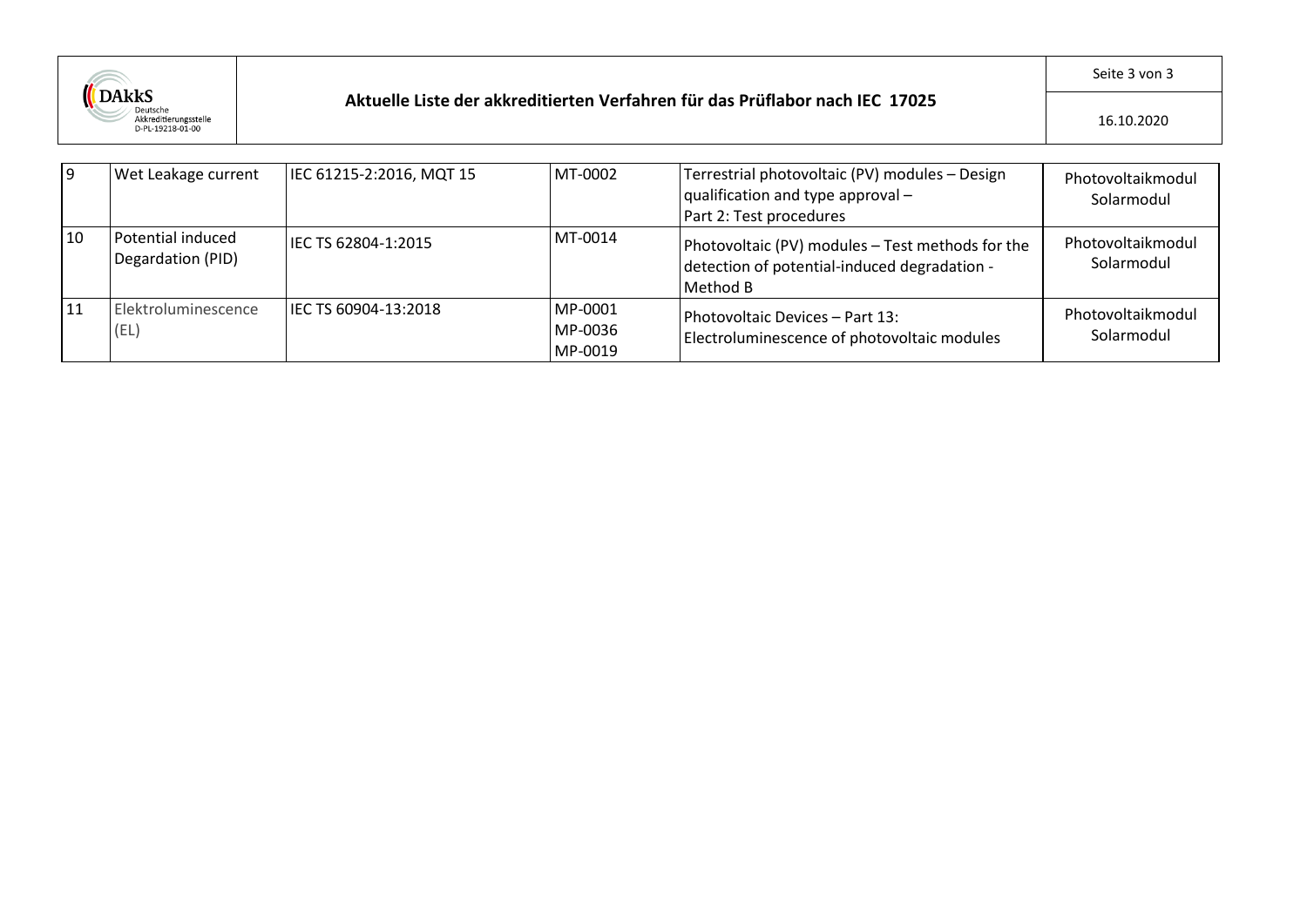| | | | | | |
|---|---|---|---|---|---|
| 9 | Wet Leakage current | IEC 61215-2:2016, MQT 15 | MT-0002 | Terrestrial photovoltaic (PV) modules – Design qualification and type approval – Part 2: Test procedures | Photovoltaikmodul Solarmodul |
| 10 | Potential induced Degardation (PID) | IEC TS 62804-1:2015 | MT-0014 | Photovoltaic (PV) modules – Test methods for the detection of potential-induced degradation - Method B | Photovoltaikmodul Solarmodul |
| 11 | Elektroluminescence (EL) | IEC TS 60904-13:2018 | MP-0001 MP-0036 MP-0019 | Photovoltaic Devices – Part 13: Electroluminescence of photovoltaic modules | Photovoltaikmodul Solarmodul |